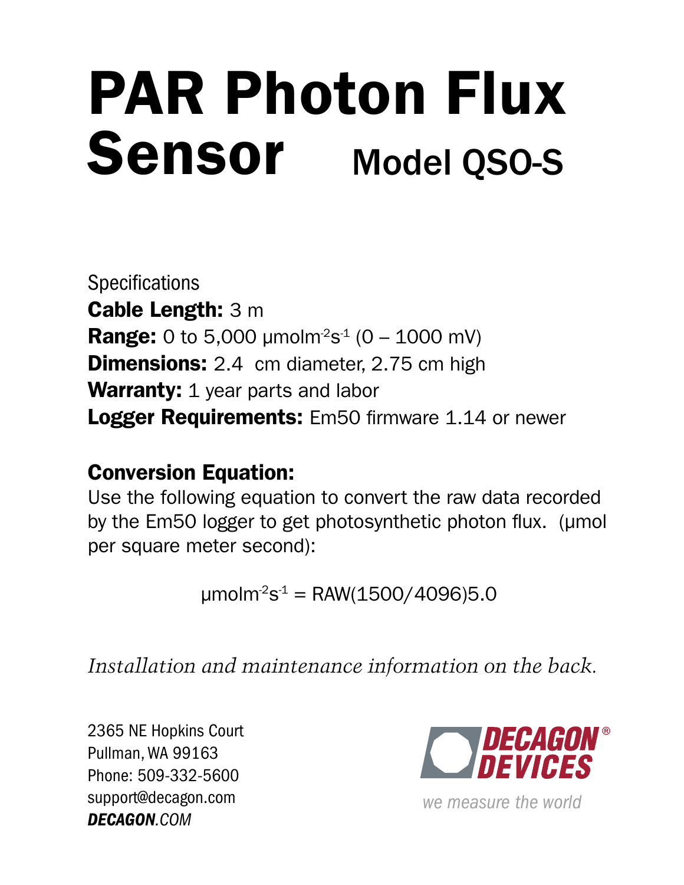# PAR Photon Flux Sensor Model QSO-S

Specifications

**Cable Length:** 3 m

**Range:** 0 to 5,000 $\mu mol m^{-2} s^{-1}$ (0 – 1000 mV)

**Dimensions:** 2.4 cm diameter, 2.75 cm high

**Warranty:** 1 year parts and labor

**Logger Requirements:** Em50 firmware 1.14 or newer

## Conversion Equation:

Use the following equation to convert the raw data recorded by the Em50 logger to get photosynthetic photon flux. (μmol per square meter second):

$$\mu mol m^{-2} s^{-1} = RAW(1500/4096)5.0$$

*Installation and maintenance information on the back.*

2365 NE Hopkins Court
Pullman, WA 99163
Phone: 509-332-5600
support@decagon.com
***DECAGON*.COM**

DECAGON® DEVICES

we measure the world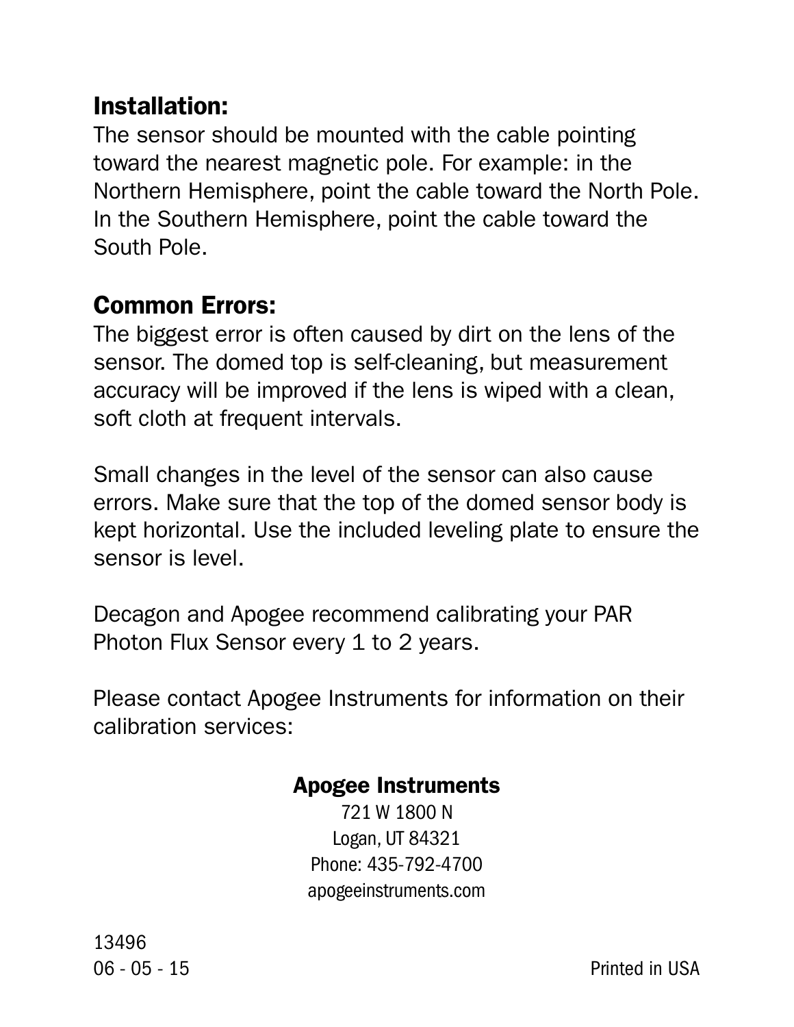## Installation:

The sensor should be mounted with the cable pointing toward the nearest magnetic pole. For example: in the Northern Hemisphere, point the cable toward the North Pole. In the Southern Hemisphere, point the cable toward the South Pole.

## Common Errors:

The biggest error is often caused by dirt on the lens of the sensor. The domed top is self-cleaning, but measurement accuracy will be improved if the lens is wiped with a clean, soft cloth at frequent intervals.

Small changes in the level of the sensor can also cause errors. Make sure that the top of the domed sensor body is kept horizontal. Use the included leveling plate to ensure the sensor is level.

Decagon and Apogee recommend calibrating your PAR Photon Flux Sensor every 1 to 2 years.

Please contact Apogee Instruments for information on their calibration services:

**Apogee Instruments**
721 W 1800 N
Logan, UT 84321
Phone: 435-792-4700
apogeeinstruments.com

13496
06 - 05 - 15

Printed in USA